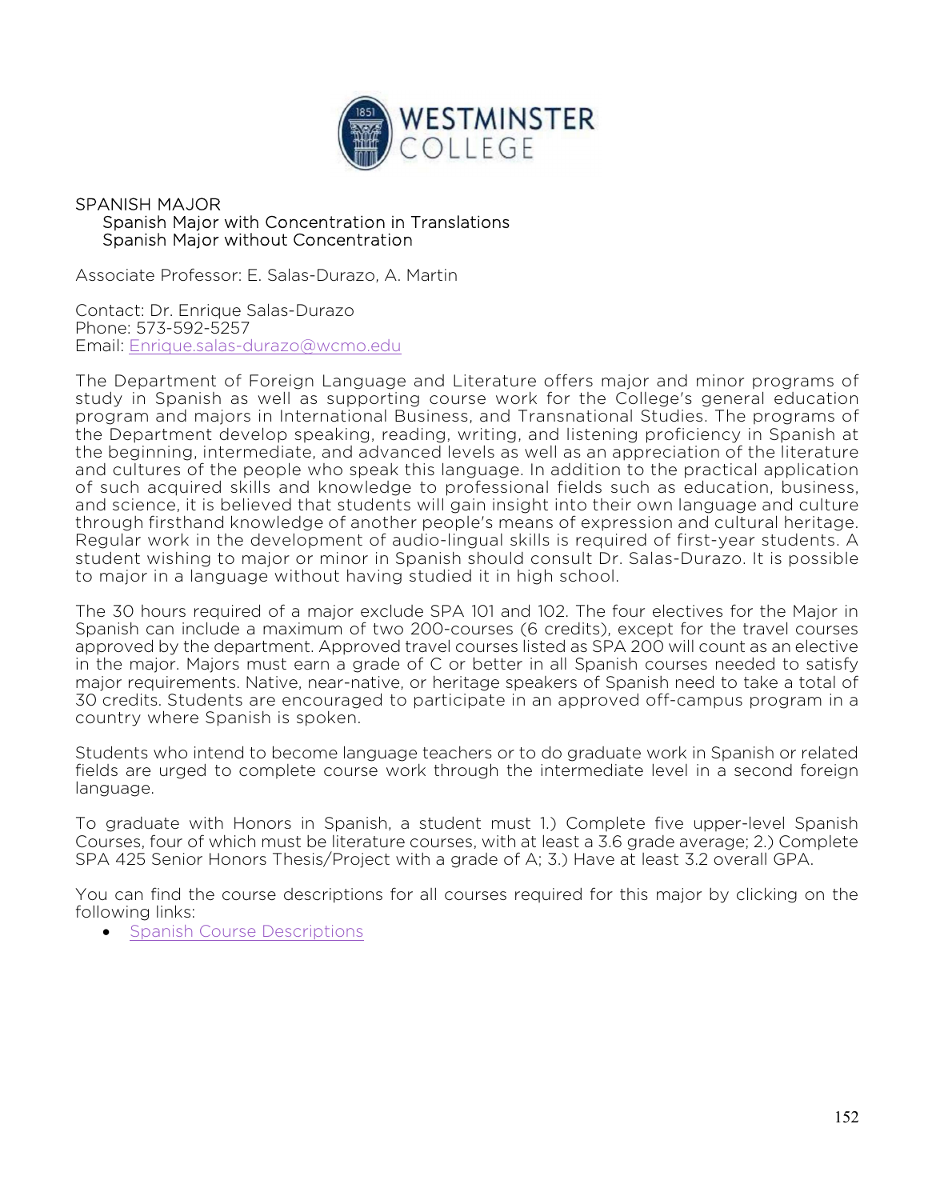# SPANISH MAJOR

## Spanish Major with Concentration in Translations

## Spanish Major without Concentration

Associate Professor: E. Salas-Durazo, A. Martin

Contact: Dr. Enrique Salas-Durazo
Phone: 573-592-5257
Email: [Enrique.salas-durazo@wcmo.edu](mailto:Enrique.salas-durazo@wcmo.edu)

The Department of Foreign Language and Literature offers major and minor programs of study in Spanish as well as supporting course work for the College's general education program and majors in International Business, and Transnational Studies. The programs of the Department develop speaking, reading, writing, and listening proficiency in Spanish at the beginning, intermediate, and advanced levels as well as an appreciation of the literature and cultures of the people who speak this language. In addition to the practical application of such acquired skills and knowledge to professional fields such as education, business, and science, it is believed that students will gain insight into their own language and culture through firsthand knowledge of another people's means of expression and cultural heritage. Regular work in the development of audio-lingual skills is required of first-year students. A student wishing to major or minor in Spanish should consult Dr. Salas-Durazo. It is possible to major in a language without having studied it in high school.

The 30 hours required of a major exclude SPA 101 and 102. The four electives for the Major in Spanish can include a maximum of two 200-courses (6 credits), except for the travel courses approved by the department. Approved travel courses listed as SPA 200 will count as an elective in the major. Majors must earn a grade of C or better in all Spanish courses needed to satisfy major requirements. Native, near-native, or heritage speakers of Spanish need to take a total of 30 credits. Students are encouraged to participate in an approved off-campus program in a country where Spanish is spoken.

Students who intend to become language teachers or to do graduate work in Spanish or related fields are urged to complete course work through the intermediate level in a second foreign language.

To graduate with Honors in Spanish, a student must 1.) Complete five upper-level Spanish Courses, four of which must be literature courses, with at least a 3.6 grade average; 2.) Complete SPA 425 Senior Honors Thesis/Project with a grade of A; 3.) Have at least 3.2 overall GPA.

You can find the course descriptions for all courses required for this major by clicking on the following links:

- Spanish Course Descriptions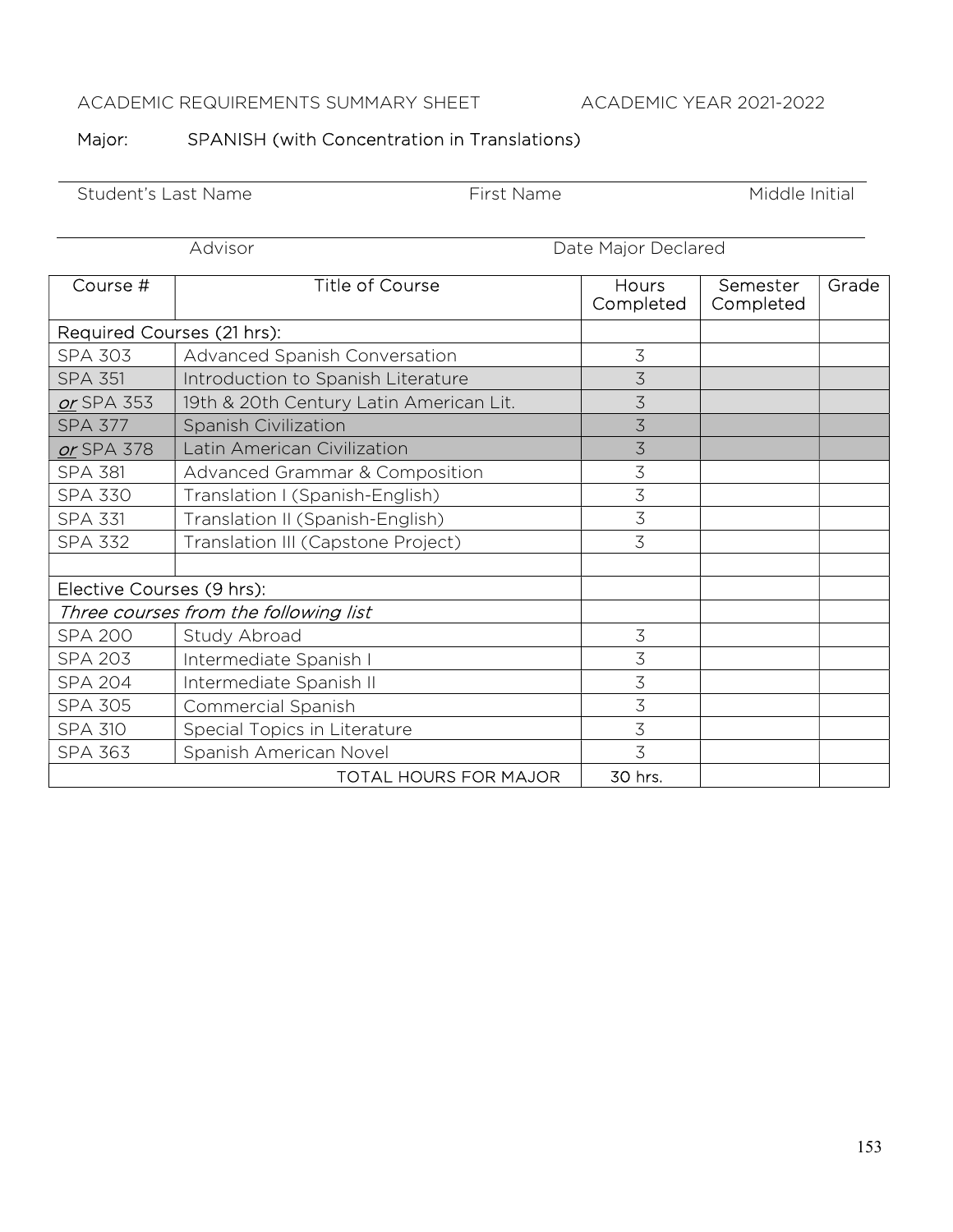ACADEMIC REQUIREMENTS SUMMARY SHEET ACADEMIC YEAR 2021-2022

Major: SPANISH (with Concentration in Translations)

Student's Last Name First Name Middle Initial

Advisor Date Major Declared

| Course # | Title of Course | Hours Completed | Semester Completed | Grade |
|---|---|---|---|---|
| Required Courses (21 hrs): | | | | |
| SPA 303 | Advanced Spanish Conversation | 3 | | |
| SPA 351 | Introduction to Spanish Literature | 3 | | |
| *or* SPA 353 | 19th & 20th Century Latin American Lit. | 3 | | |
| SPA 377 | Spanish Civilization | 3 | | |
| *or* SPA 378 | Latin American Civilization | 3 | | |
| SPA 381 | Advanced Grammar & Composition | 3 | | |
| SPA 330 | Translation I (Spanish-English) | 3 | | |
| SPA 331 | Translation II (Spanish-English) | 3 | | |
| SPA 332 | Translation III (Capstone Project) | 3 | | |
| | | | | |
| Elective Courses (9 hrs): | | | | |
| *Three courses from the following list* | | | | |
| SPA 200 | Study Abroad | 3 | | |
| SPA 203 | Intermediate Spanish I | 3 | | |
| SPA 204 | Intermediate Spanish II | 3 | | |
| SPA 305 | Commercial Spanish | 3 | | |
| SPA 310 | Special Topics in Literature | 3 | | |
| SPA 363 | Spanish American Novel | 3 | | |
| | TOTAL HOURS FOR MAJOR | 30 hrs. | | |